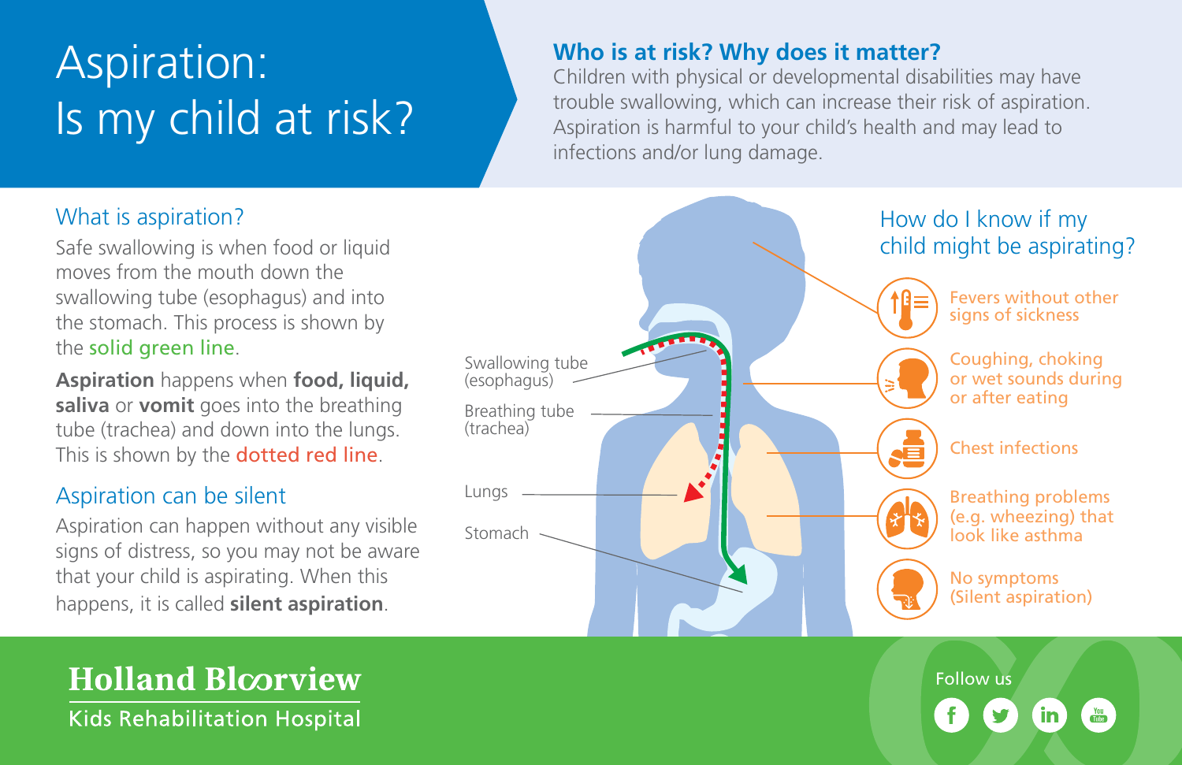# Aspiration: Is my child at risk?

## Who is at risk? Why does it matter?

Children with physical or developmental disabilities may have trouble swallowing, which can increase their risk of aspiration. Aspiration is harmful to your child's health and may lead to infections and/or lung damage.

## What is aspiration?

Safe swallowing is when food or liquid moves from the mouth down the swallowing tube (esophagus) and into the stomach. This process is shown by the solid green line.

**Aspiration** happens when **food, liquid, saliva** or **vomit** goes into the breathing tube (trachea) and down into the lungs. This is shown by the dotted red line.

## Aspiration can be silent

Aspiration can happen without any visible signs of distress, so you may not be aware that your child is aspirating. When this happens, it is called **silent aspiration**.

Swallowing tube (esophagus)

Breathing tube (trachea)

Lungs

Stomach

## How do I know if my child might be aspirating?

- Fevers without other signs of sickness
- Coughing, choking or wet sounds during or after eating
- Chest infections
- Breathing problems (e.g. wheezing) that look like asthma
- No symptoms (Silent aspiration)

**Holland Bloorview**
Kids Rehabilitation Hospital

Follow us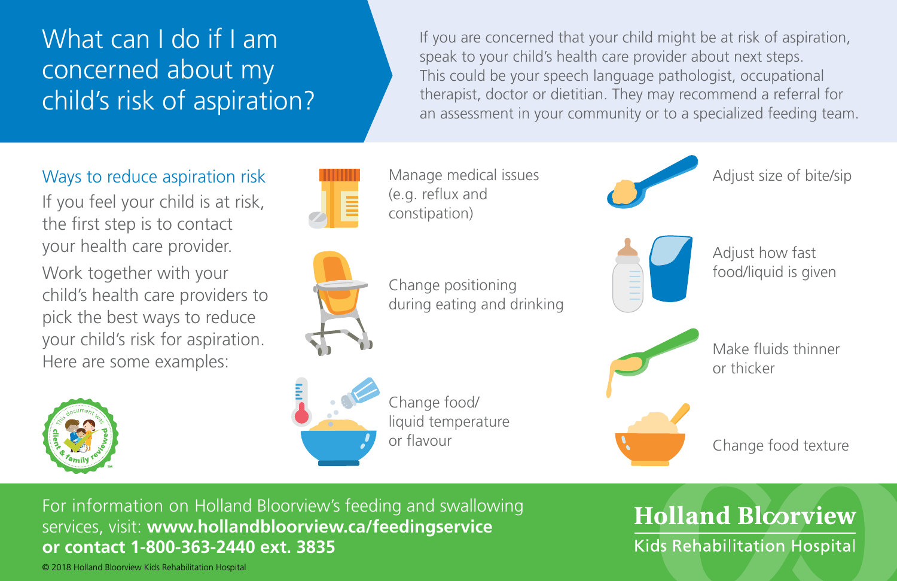# What can I do if I am concerned about my child's risk of aspiration?

If you are concerned that your child might be at risk of aspiration, speak to your child's health care provider about next steps. This could be your speech language pathologist, occupational therapist, doctor or dietitian. They may recommend a referral for an assessment in your community or to a specialized feeding team.

## Ways to reduce aspiration risk

If you feel your child is at risk, the first step is to contact your health care provider.

Work together with your child's health care providers to pick the best ways to reduce your child's risk for aspiration. Here are some examples:

- Manage medical issues (e.g. reflux and constipation)
- Change positioning during eating and drinking
- Change food/ liquid temperature or flavour
- Adjust size of bite/sip
- Adjust how fast food/liquid is given
- Make fluids thinner or thicker
- Change food texture

This document was client & family reviewed™

For information on Holland Bloorview's feeding and swallowing services, visit: **www.hollandbloorview.ca/feedingservice**
**or contact 1-800-363-2440 ext. 3835**

**Holland Bloorview**
Kids Rehabilitation Hospital

© 2018 Holland Bloorview Kids Rehabilitation Hospital